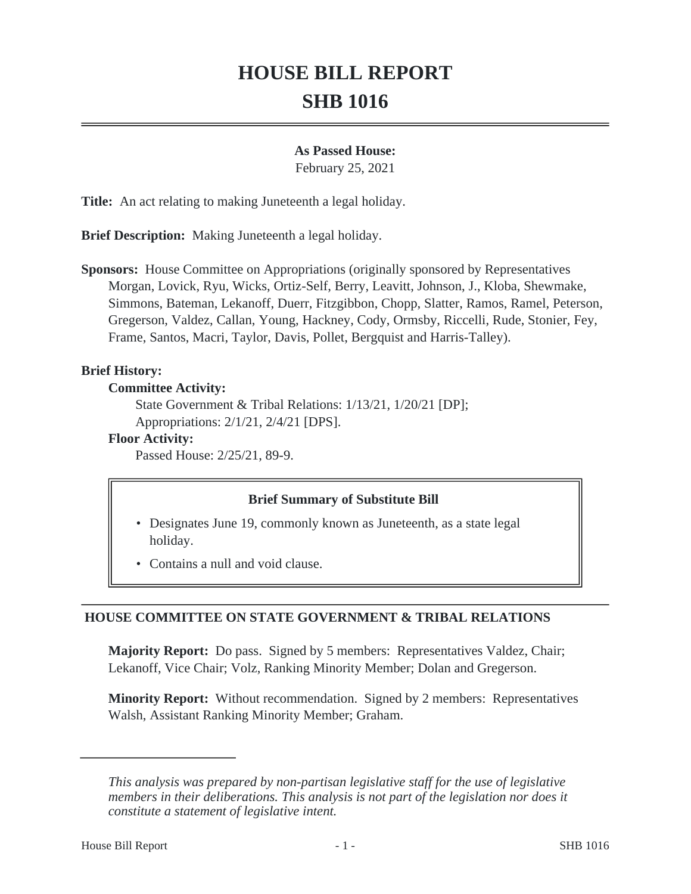# HOUSE BILL REPORT
# SHB 1016

**As Passed House:**
February 25, 2021

**Title:** An act relating to making Juneteenth a legal holiday.

**Brief Description:** Making Juneteenth a legal holiday.

**Sponsors:** House Committee on Appropriations (originally sponsored by Representatives Morgan, Lovick, Ryu, Wicks, Ortiz-Self, Berry, Leavitt, Johnson, J., Kloba, Shewmake, Simmons, Bateman, Lekanoff, Duerr, Fitzgibbon, Chopp, Slatter, Ramos, Ramel, Peterson, Gregerson, Valdez, Callan, Young, Hackney, Cody, Ormsby, Riccelli, Rude, Stonier, Fey, Frame, Santos, Macri, Taylor, Davis, Pollet, Bergquist and Harris-Talley).

**Brief History:**

**Committee Activity:**

State Government & Tribal Relations: 1/13/21, 1/20/21 [DP];
Appropriations: 2/1/21, 2/4/21 [DPS].

**Floor Activity:**

Passed House: 2/25/21, 89-9.

**Brief Summary of Substitute Bill**

- Designates June 19, commonly known as Juneteenth, as a state legal holiday.
- Contains a null and void clause.

## HOUSE COMMITTEE ON STATE GOVERNMENT & TRIBAL RELATIONS

**Majority Report:** Do pass. Signed by 5 members: Representatives Valdez, Chair; Lekanoff, Vice Chair; Volz, Ranking Minority Member; Dolan and Gregerson.

**Minority Report:** Without recommendation. Signed by 2 members: Representatives Walsh, Assistant Ranking Minority Member; Graham.

---

*This analysis was prepared by non-partisan legislative staff for the use of legislative members in their deliberations. This analysis is not part of the legislation nor does it constitute a statement of legislative intent.*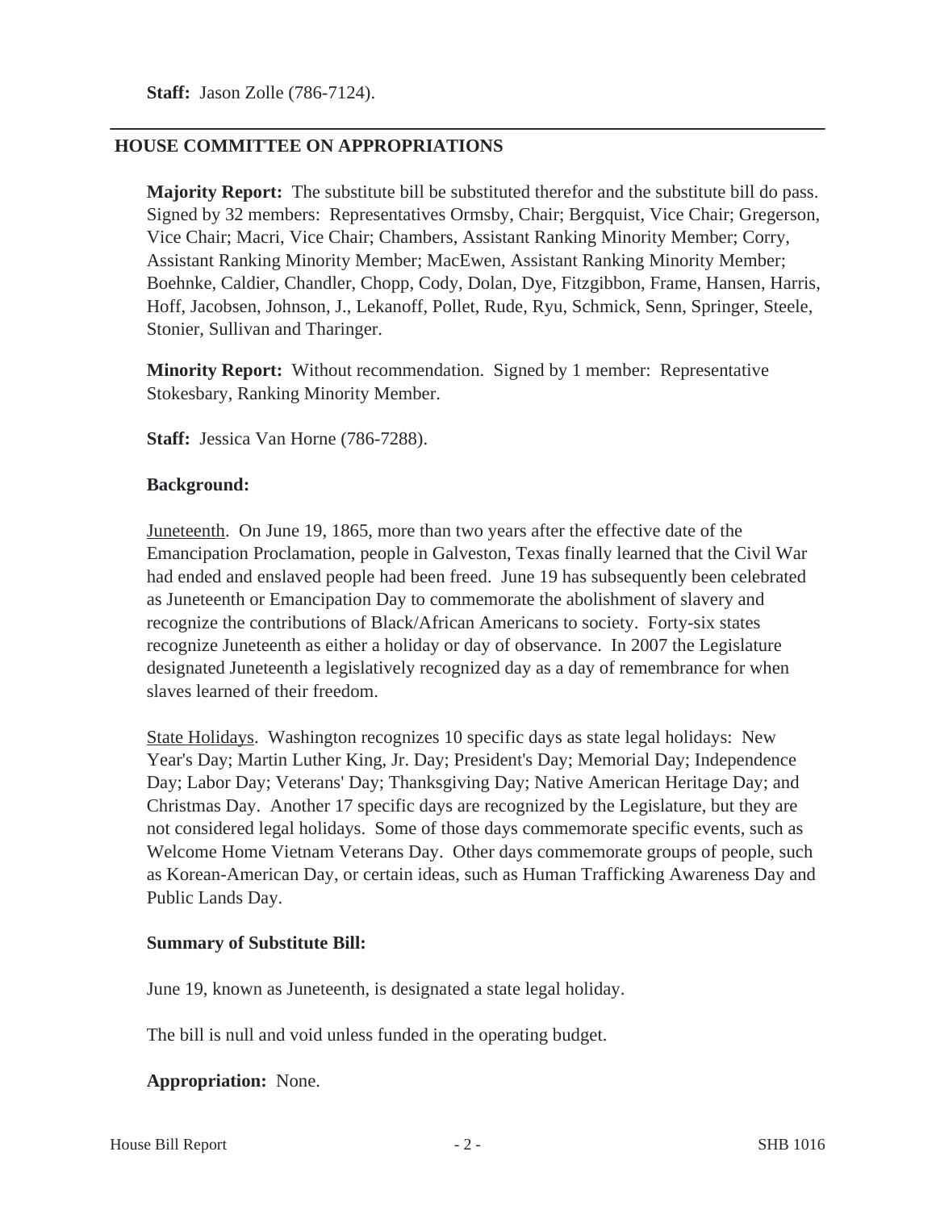**Staff:** Jason Zolle (786-7124).

---

## HOUSE COMMITTEE ON APPROPRIATIONS

**Majority Report:** The substitute bill be substituted therefor and the substitute bill do pass. Signed by 32 members: Representatives Ormsby, Chair; Bergquist, Vice Chair; Gregerson, Vice Chair; Macri, Vice Chair; Chambers, Assistant Ranking Minority Member; Corry, Assistant Ranking Minority Member; MacEwen, Assistant Ranking Minority Member; Boehnke, Caldier, Chandler, Chopp, Cody, Dolan, Dye, Fitzgibbon, Frame, Hansen, Harris, Hoff, Jacobsen, Johnson, J., Lekanoff, Pollet, Rude, Ryu, Schmick, Senn, Springer, Steele, Stonier, Sullivan and Tharinger.

**Minority Report:** Without recommendation. Signed by 1 member: Representative Stokesbary, Ranking Minority Member.

**Staff:** Jessica Van Horne (786-7288).

**Background:**

Juneteenth. On June 19, 1865, more than two years after the effective date of the Emancipation Proclamation, people in Galveston, Texas finally learned that the Civil War had ended and enslaved people had been freed. June 19 has subsequently been celebrated as Juneteenth or Emancipation Day to commemorate the abolishment of slavery and recognize the contributions of Black/African Americans to society. Forty-six states recognize Juneteenth as either a holiday or day of observance. In 2007 the Legislature designated Juneteenth a legislatively recognized day as a day of remembrance for when slaves learned of their freedom.

State Holidays. Washington recognizes 10 specific days as state legal holidays: New Year's Day; Martin Luther King, Jr. Day; President's Day; Memorial Day; Independence Day; Labor Day; Veterans' Day; Thanksgiving Day; Native American Heritage Day; and Christmas Day. Another 17 specific days are recognized by the Legislature, but they are not considered legal holidays. Some of those days commemorate specific events, such as Welcome Home Vietnam Veterans Day. Other days commemorate groups of people, such as Korean-American Day, or certain ideas, such as Human Trafficking Awareness Day and Public Lands Day.

**Summary of Substitute Bill:**

June 19, known as Juneteenth, is designated a state legal holiday.

The bill is null and void unless funded in the operating budget.

**Appropriation:** None.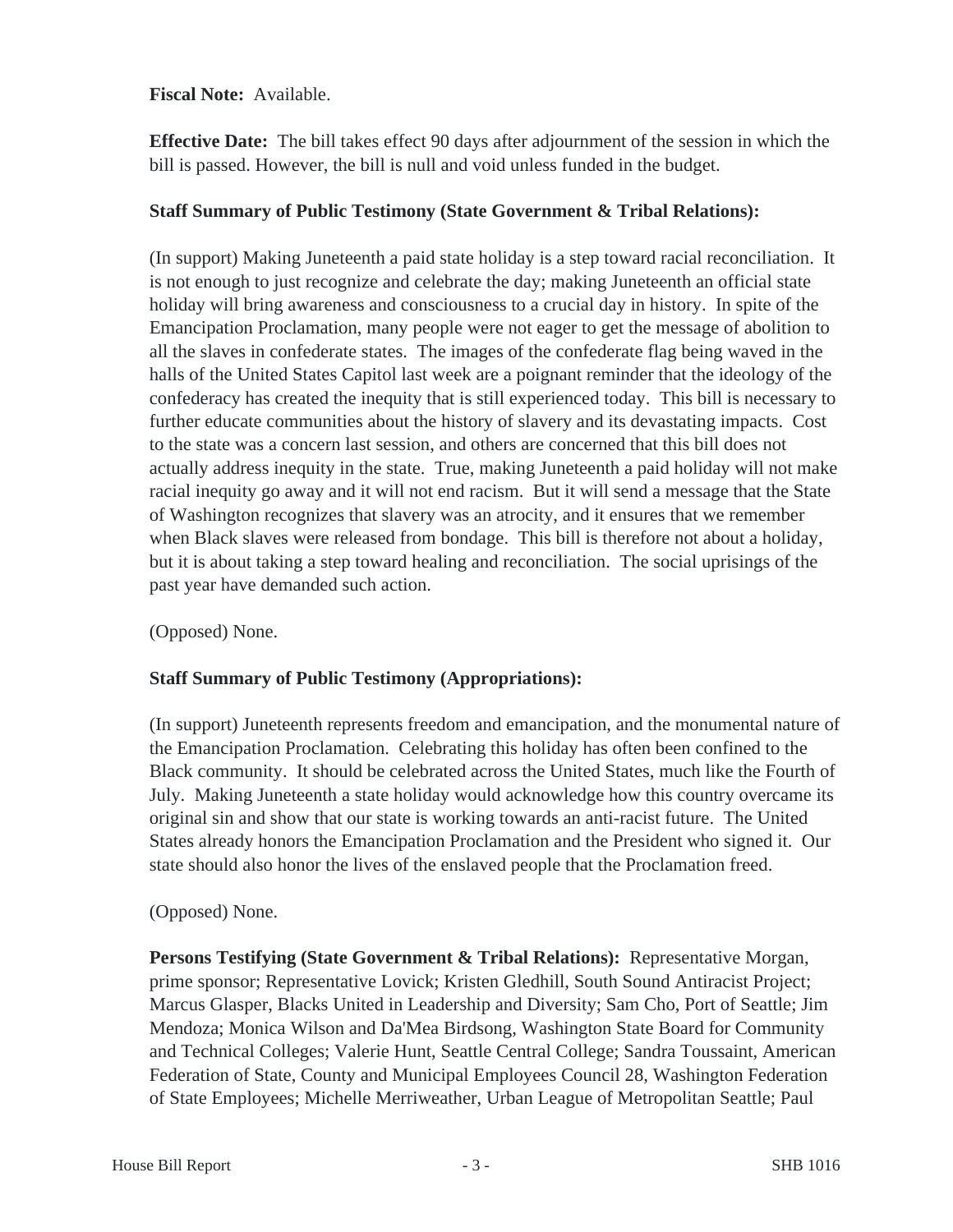**Fiscal Note:** Available.

**Effective Date:** The bill takes effect 90 days after adjournment of the session in which the bill is passed. However, the bill is null and void unless funded in the budget.

**Staff Summary of Public Testimony (State Government & Tribal Relations):**

(In support) Making Juneteenth a paid state holiday is a step toward racial reconciliation. It is not enough to just recognize and celebrate the day; making Juneteenth an official state holiday will bring awareness and consciousness to a crucial day in history. In spite of the Emancipation Proclamation, many people were not eager to get the message of abolition to all the slaves in confederate states. The images of the confederate flag being waved in the halls of the United States Capitol last week are a poignant reminder that the ideology of the confederacy has created the inequity that is still experienced today. This bill is necessary to further educate communities about the history of slavery and its devastating impacts. Cost to the state was a concern last session, and others are concerned that this bill does not actually address inequity in the state. True, making Juneteenth a paid holiday will not make racial inequity go away and it will not end racism. But it will send a message that the State of Washington recognizes that slavery was an atrocity, and it ensures that we remember when Black slaves were released from bondage. This bill is therefore not about a holiday, but it is about taking a step toward healing and reconciliation. The social uprisings of the past year have demanded such action.

(Opposed) None.

**Staff Summary of Public Testimony (Appropriations):**

(In support) Juneteenth represents freedom and emancipation, and the monumental nature of the Emancipation Proclamation. Celebrating this holiday has often been confined to the Black community. It should be celebrated across the United States, much like the Fourth of July. Making Juneteenth a state holiday would acknowledge how this country overcame its original sin and show that our state is working towards an anti-racist future. The United States already honors the Emancipation Proclamation and the President who signed it. Our state should also honor the lives of the enslaved people that the Proclamation freed.

(Opposed) None.

**Persons Testifying (State Government & Tribal Relations):** Representative Morgan, prime sponsor; Representative Lovick; Kristen Gledhill, South Sound Antiracist Project; Marcus Glasper, Blacks United in Leadership and Diversity; Sam Cho, Port of Seattle; Jim Mendoza; Monica Wilson and Da'Mea Birdsong, Washington State Board for Community and Technical Colleges; Valerie Hunt, Seattle Central College; Sandra Toussaint, American Federation of State, County and Municipal Employees Council 28, Washington Federation of State Employees; Michelle Merriweather, Urban League of Metropolitan Seattle; Paul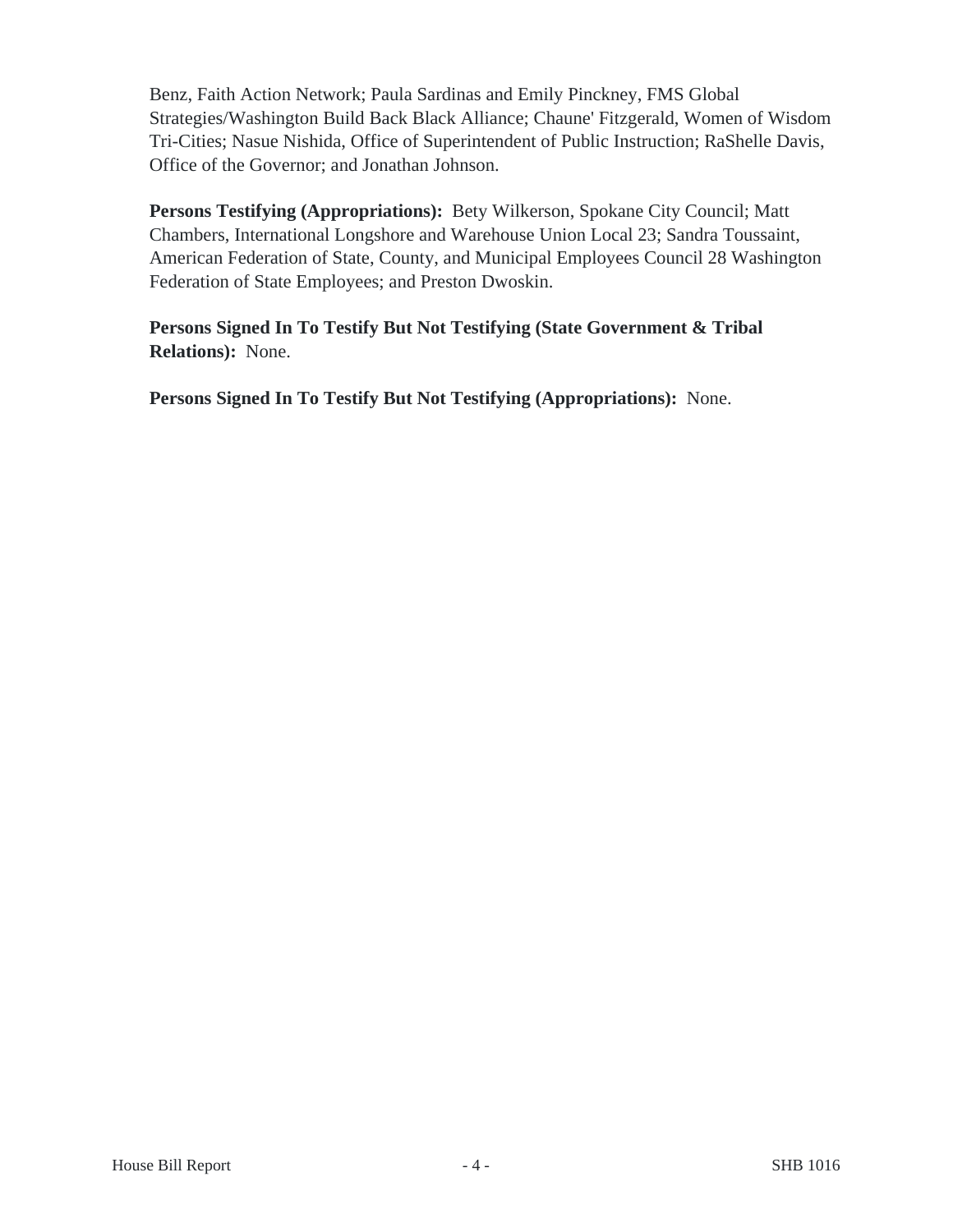Benz, Faith Action Network; Paula Sardinas and Emily Pinckney, FMS Global Strategies/Washington Build Back Black Alliance; Chaune' Fitzgerald, Women of Wisdom Tri-Cities; Nasue Nishida, Office of Superintendent of Public Instruction; RaShelle Davis, Office of the Governor; and Jonathan Johnson.

**Persons Testifying (Appropriations):** Bety Wilkerson, Spokane City Council; Matt Chambers, International Longshore and Warehouse Union Local 23; Sandra Toussaint, American Federation of State, County, and Municipal Employees Council 28 Washington Federation of State Employees; and Preston Dwoskin.

**Persons Signed In To Testify But Not Testifying (State Government & Tribal Relations):** None.

**Persons Signed In To Testify But Not Testifying (Appropriations):** None.